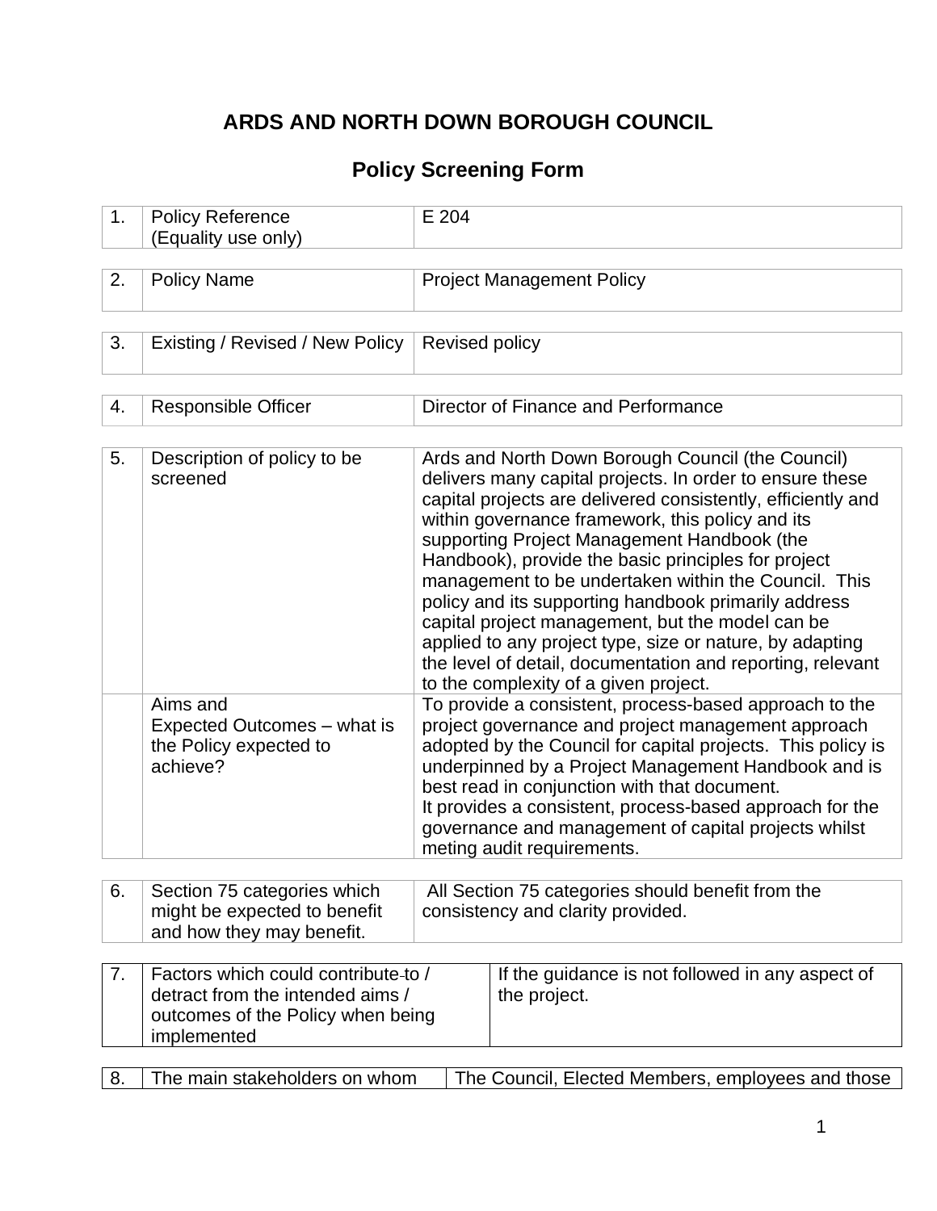# ARDS AND NORTH DOWN BOROUGH COUNCIL

## Policy Screening Form

| | | |
|---|---|---|
| 1. | Policy Reference (Equality use only) | E 204 |

| | | |
|---|---|---|
| 2. | Policy Name | Project Management Policy |

| | | |
|---|---|---|
| 3. | Existing / Revised / New Policy | Revised policy |

| | | |
|---|---|---|
| 4. | Responsible Officer | Director of Finance and Performance |

| | | |
|---|---|---|
| 5. | Description of policy to be screened | Ards and North Down Borough Council (the Council) delivers many capital projects. In order to ensure these capital projects are delivered consistently, efficiently and within governance framework, this policy and its supporting Project Management Handbook (the Handbook), provide the basic principles for project management to be undertaken within the Council. This policy and its supporting handbook primarily address capital project management, but the model can be applied to any project type, size or nature, by adapting the level of detail, documentation and reporting, relevant to the complexity of a given project. |
| | Aims and Expected Outcomes – what is the Policy expected to achieve? | To provide a consistent, process-based approach to the project governance and project management approach adopted by the Council for capital projects. This policy is underpinned by a Project Management Handbook and is best read in conjunction with that document. It provides a consistent, process-based approach for the governance and management of capital projects whilst meting audit requirements. |

| | | |
|---|---|---|
| 6. | Section 75 categories which might be expected to benefit and how they may benefit. | All Section 75 categories should benefit from the consistency and clarity provided. |

| | | |
|---|---|---|
| 7. | Factors which could contribute to / detract from the intended aims / outcomes of the Policy when being implemented | If the guidance is not followed in any aspect of the project. |

| | | |
|---|---|---|
| 8. | The main stakeholders on whom | The Council, Elected Members, employees and those |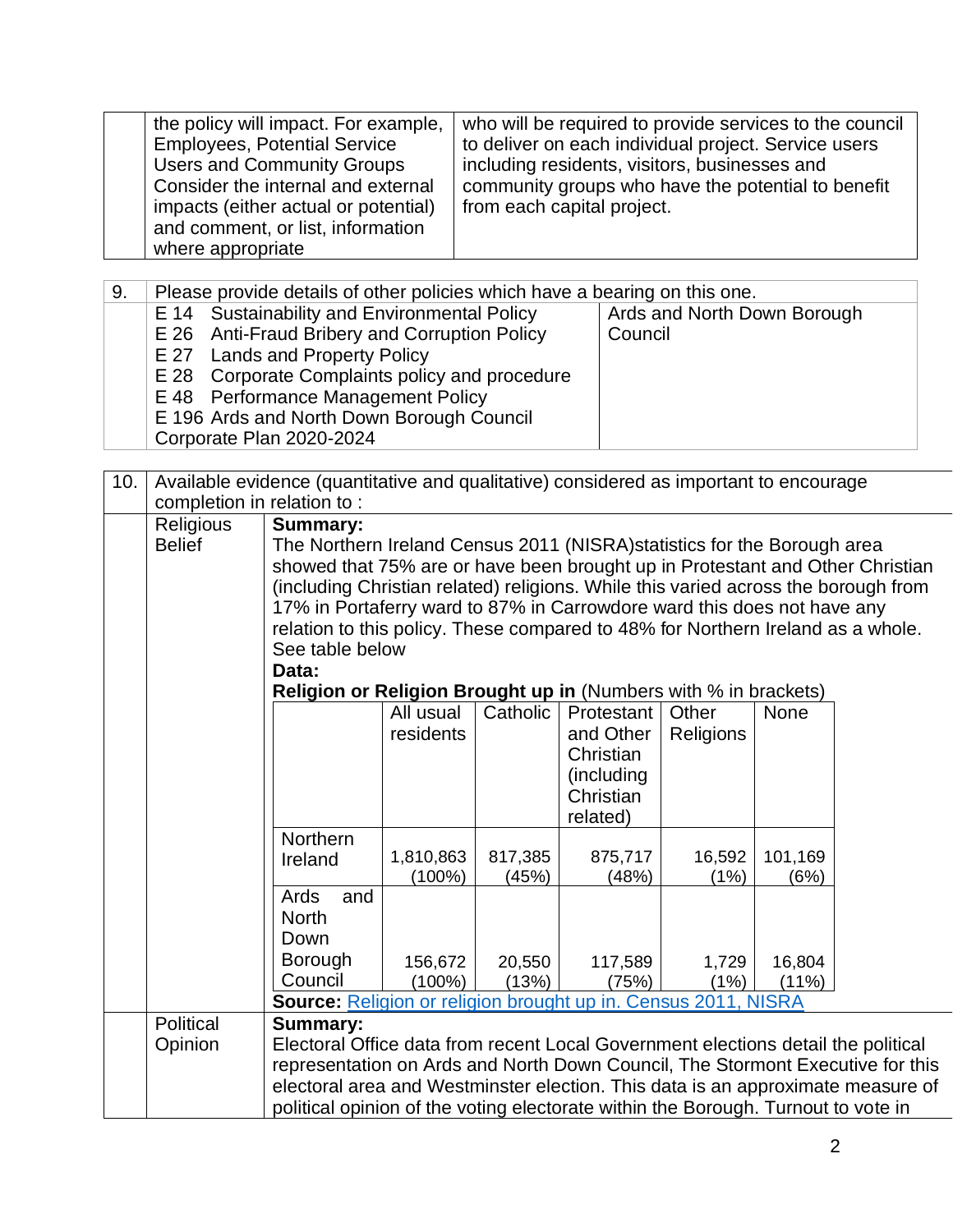| | | |
|---|---|---|
| | the policy will impact. For example, Employees, Potential Service Users and Community Groups Consider the internal and external impacts (either actual or potential) and comment, or list, information where appropriate | who will be required to provide services to the council to deliver on each individual project. Service users including residents, visitors, businesses and community groups who have the potential to benefit from each capital project. |

| 9. | Please provide details of other policies which have a bearing on this one. | |
|---|---|---|
| | E 14 Sustainability and Environmental Policy<br>E 26 Anti-Fraud Bribery and Corruption Policy<br>E 27 Lands and Property Policy<br>E 28 Corporate Complaints policy and procedure<br>E 48 Performance Management Policy<br>E 196 Ards and North Down Borough Council Corporate Plan 2020-2024 | Ards and North Down Borough Council |

| 10. | Available evidence (quantitative and qualitative) considered as important to encourage completion in relation to : | |
|---|---|---|
| | Religious Belief | **Summary:**<br>The Northern Ireland Census 2011 (NISRA)statistics for the Borough area showed that 75% are or have been brought up in Protestant and Other Christian (including Christian related) religions. While this varied across the borough from 17% in Portaferry ward to 87% in Carrowdore ward this does not have any relation to this policy. These compared to 48% for Northern Ireland as a whole. See table below<br>**Data:**<br>**Religion or Religion Brought up in** (Numbers with % in brackets) |

| | All usual residents | Catholic | Protestant and Other Christian (including Christian related) | Other Religions | None |
|---|---|---|---|---|---|
| Northern Ireland | 1,810,863 (100%) | 817,385 (45%) | 875,717 (48%) | 16,592 (1%) | 101,169 (6%) |
| Ards and North Down Borough Council | 156,672 (100%) | 20,550 (13%) | 117,589 (75%) | 1,729 (1%) | 16,804 (11%) |

**Source:** Religion or religion brought up in. Census 2011, NISRA

| | | |
|---|---|---|
| | Political Opinion | **Summary:**<br>Electoral Office data from recent Local Government elections detail the political representation on Ards and North Down Council, The Stormont Executive for this electoral area and Westminster election. This data is an approximate measure of political opinion of the voting electorate within the Borough. Turnout to vote in |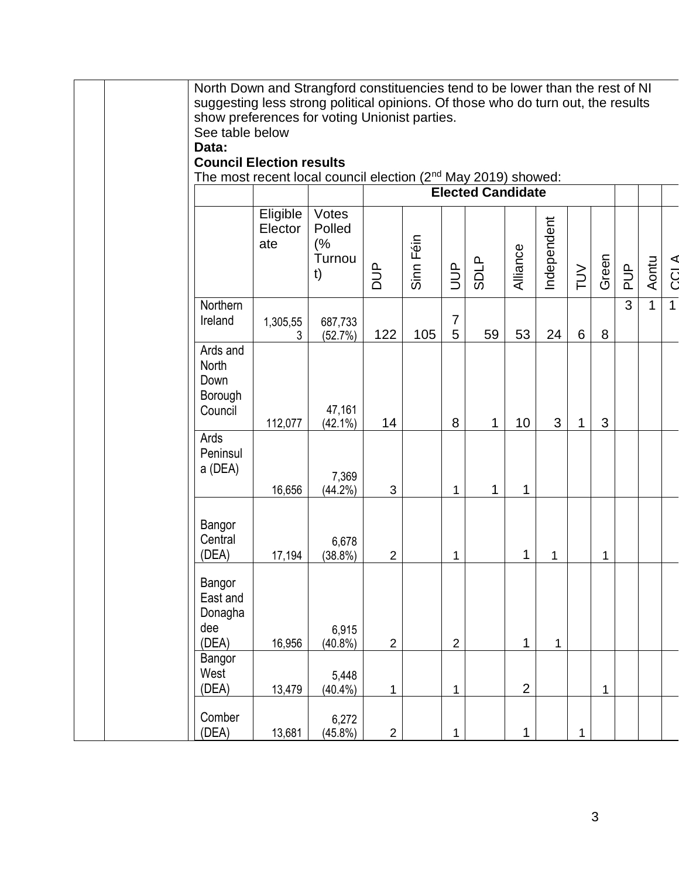North Down and Strangford constituencies tend to be lower than the rest of NI suggesting less strong political opinions. Of those who do turn out, the results show preferences for voting Unionist parties.

See table below

**Data:**

**Council Election results**

The most recent local council election (2nd May 2019) showed:

| | | | **Elected Candidate** | | | | | | | | | | | |
|---|---|---|---|---|---|---|---|---|---|---|---|---|---|---|
| | Eligible Electorate | Votes Polled (% Turnout) | DUP | Sinn Féin | UUP | SDLP | Alliance | Independent | TUV | Green | PUP | Aontu | CCLA |
| Northern Ireland | 1,305,553 | 687,733 (52.7%) | 122 | 105 | 75 | 59 | 53 | 24 | 6 | 8 | 3 | 1 | 1 |
| Ards and North Down Borough Council | 112,077 | 47,161 (42.1%) | 14 | | 8 | 1 | 10 | 3 | 1 | 3 | | | |
| Ards Peninsula (DEA) | 16,656 | 7,369 (44.2%) | 3 | | 1 | 1 | 1 | | | | | | |
| Bangor Central (DEA) | 17,194 | 6,678 (38.8%) | 2 | | 1 | | 1 | 1 | | 1 | | | |
| Bangor East and Donaghadee (DEA) | 16,956 | 6,915 (40.8%) | 2 | | 2 | | 1 | 1 | | | | | |
| Bangor West (DEA) | 13,479 | 5,448 (40.4%) | 1 | | 1 | | 2 | | | 1 | | | |
| Comber (DEA) | 13,681 | 6,272 (45.8%) | 2 | | 1 | | 1 | | 1 | | | | |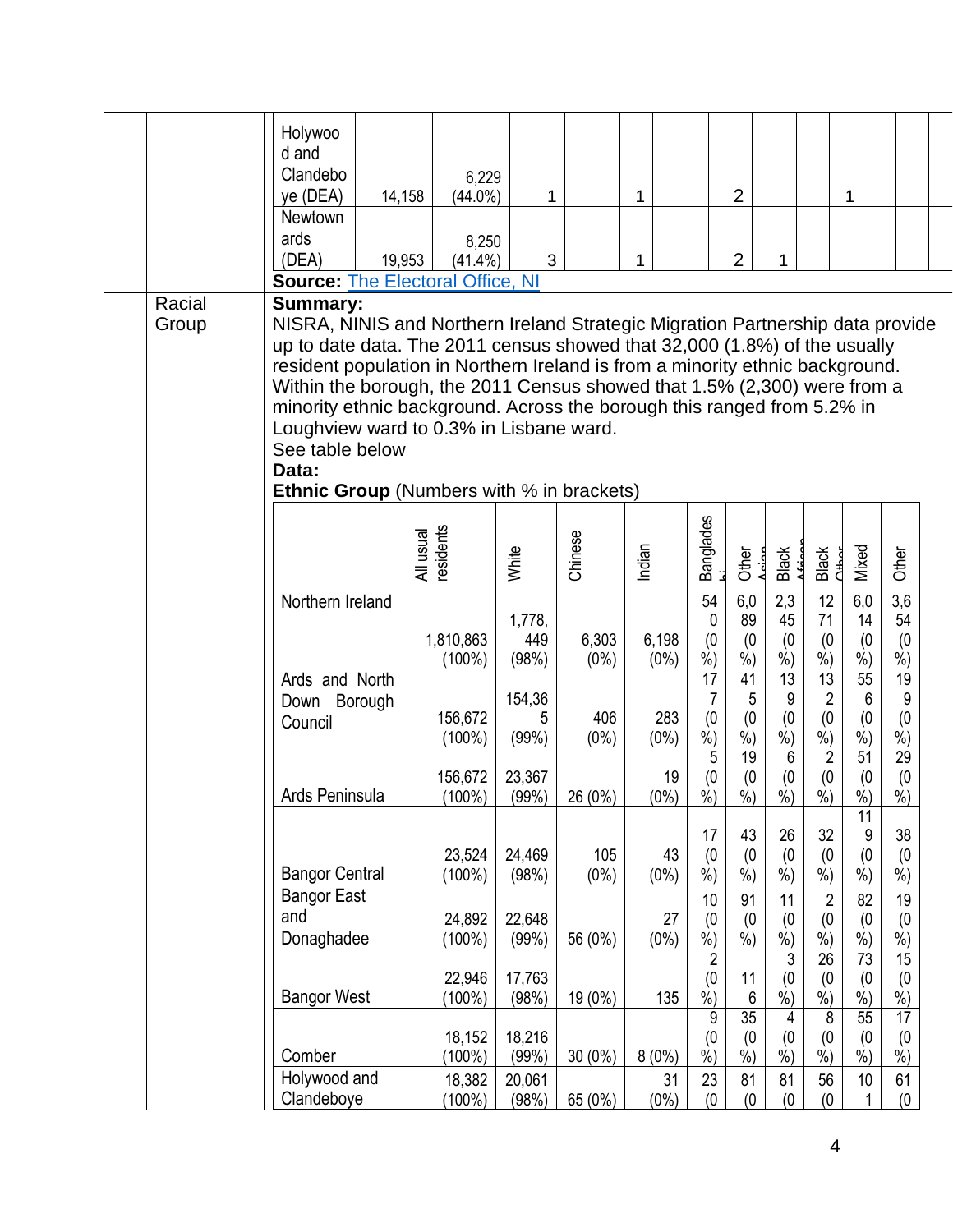| Holywood and Clandeboye (DEA) | 14,158 | 6,229 (44.0%) | 1 | | 1 | | 2 | | | 1 | | |
|---|---|---|---|---|---|---|---|---|---|---|---|---|
| Newtownards (DEA) | 19,953 | 8,250 (41.4%) | 3 | | 1 | | 2 | 1 | | | | |

**Source:** The Electoral Office, NI

Racial Group

**Summary:**

NISRA, NINIS and Northern Ireland Strategic Migration Partnership data provide up to date data. The 2011 census showed that 32,000 (1.8%) of the usually resident population in Northern Ireland is from a minority ethnic background. Within the borough, the 2011 Census showed that 1.5% (2,300) were from a minority ethnic background. Across the borough this ranged from 5.2% in Loughview ward to 0.3% in Lisbane ward.

See table below

**Data:**

**Ethnic Group** (Numbers with % in brackets)

| | All usual residents | White | Chinese | Indian | Bangladeshi | Other Asian | Black African | Black Other | Mixed | Other |
|---|---|---|---|---|---|---|---|---|---|---|
| Northern Ireland | 1,810,863 (100%) | 1,778,449 (98%) | 6,303 (0%) | 6,198 (0%) | 540 (0%) | 6,089 (0%) | 2,345 (0%) | 1271 (0%) | 6,014 (0%) | 3,654 (0%) |
| Ards and North Down Borough Council | 156,672 (100%) | 154,365 (99%) | 406 (0%) | 283 (0%) | 177 (0%) | 415 (0%) | 139 (0%) | 132 (0%) | 556 (0%) | 199 (0%) |
| Ards Peninsula | 156,672 (100%) | 23,367 (99%) | 26 (0%) | 19 (0%) | 5 (0%) | 19 (0%) | 6 (0%) | 2 (0%) | 51 (0%) | 29 (0%) |
| Bangor Central | 23,524 (100%) | 24,469 (98%) | 105 (0%) | 43 (0%) | 17 (0%) | 43 (0%) | 26 (0%) | 32 (0%) | 119 (0%) | 38 (0%) |
| Bangor East and Donaghadee | 24,892 (100%) | 22,648 (99%) | 56 (0%) | 27 (0%) | 10 (0%) | 91 (0%) | 11 (0%) | 2 (0%) | 82 (0%) | 19 (0%) |
| Bangor West | 22,946 (100%) | 17,763 (98%) | 19 (0%) | 135 | 2 (0%) | 116 | 3 (0%) | 26 (0%) | 73 (0%) | 15 (0%) |
| Comber | 18,152 (100%) | 18,216 (99%) | 30 (0%) | 8 (0%) | 9 (0%) | 35 (0%) | 4 (0%) | 8 (0%) | 55 (0%) | 17 (0%) |
| Holywood and Clandeboye | 18,382 (100%) | 20,061 (98%) | 65 (0%) | 31 (0%) | 23 (0 | 81 (0 | 81 (0 | 56 (0 | 101 | 61 (0 |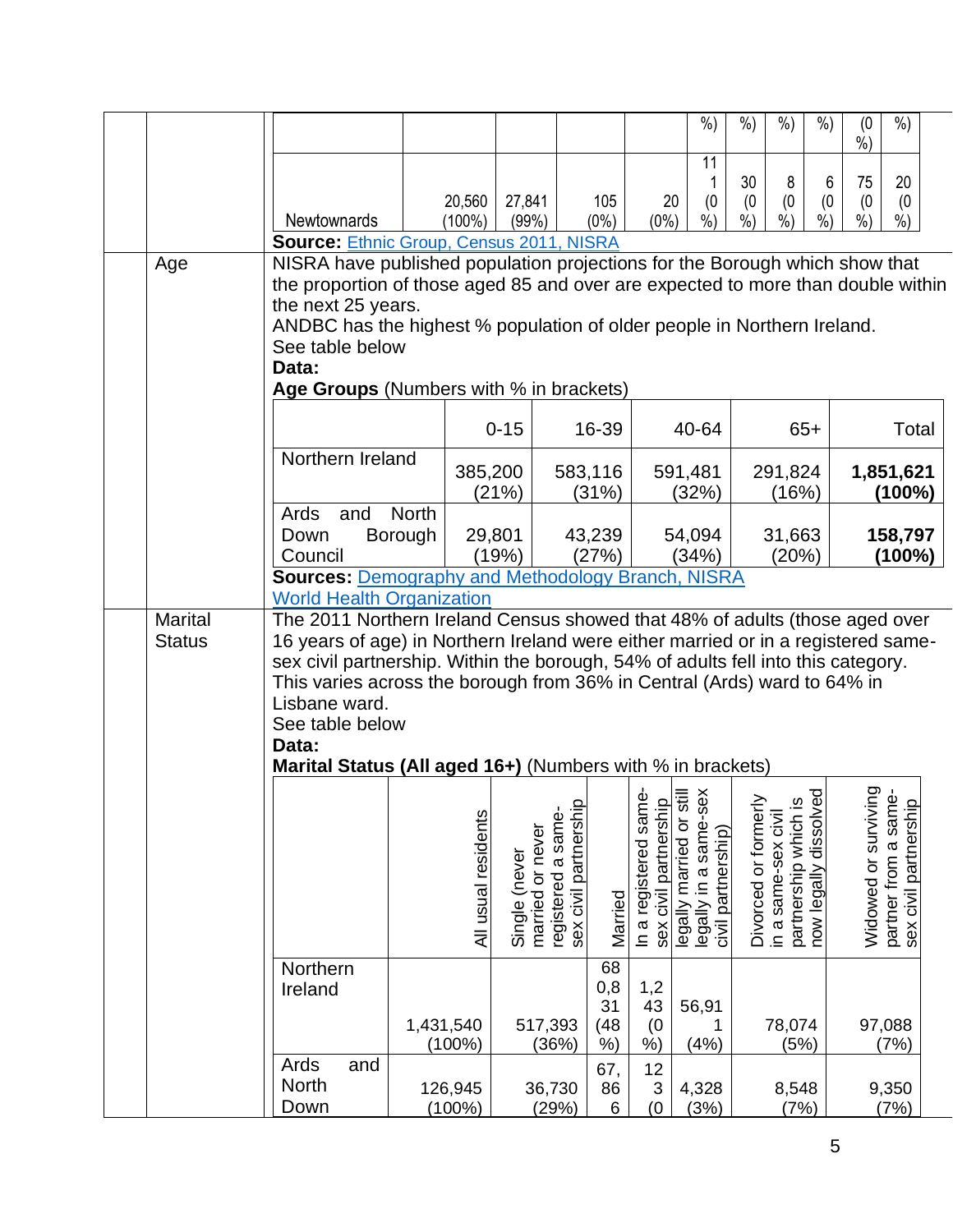| | | | | | | | | | | | |
|---|---|---|---|---|---|---|---|---|---|---|---|
| | | | | | %) | %) | %) | %) | (0 %) | %) |
| Newtownards | 20,560 (100%) | 27,841 (99%) | 105 (0%) | 20 (0%) | 111 (0 %) | 30 (0 %) | 8 (0 %) | 6 (0 %) | 75 (0 %) | 20 (0 %) |

**Source:** Ethnic Group, Census 2011, NISRA

## Age

NISRA have published population projections for the Borough which show that the proportion of those aged 85 and over are expected to more than double within the next 25 years.

ANDBC has the highest % population of older people in Northern Ireland.

See table below

**Data:**

**Age Groups** (Numbers with % in brackets)

| | 0-15 | 16-39 | 40-64 | 65+ | Total |
|---|---|---|---|---|---|
| Northern Ireland | 385,200 (21%) | 583,116 (31%) | 591,481 (32%) | 291,824 (16%) | **1,851,621 (100%)** |
| Ards and North Down Borough Council | 29,801 (19%) | 43,239 (27%) | 54,094 (34%) | 31,663 (20%) | **158,797 (100%)** |

**Sources:** Demography and Methodology Branch, NISRA

World Health Organization

## Marital Status

The 2011 Northern Ireland Census showed that 48% of adults (those aged over 16 years of age) in Northern Ireland were either married or in a registered same-sex civil partnership. Within the borough, 54% of adults fell into this category. This varies across the borough from 36% in Central (Ards) ward to 64% in Lisbane ward.

See table below

**Data:**

**Marital Status (All aged 16+)** (Numbers with % in brackets)

| | All usual residents | Single (never married or never registered a same-sex civil partnership | Married | In a registered same-sex civil partnership | legally married or still legally in a same-sex civil partnership) | Divorced or formerly in a same-sex civil partnership which is now legally dissolved | Widowed or surviving partner from a same-sex civil partnership |
|---|---|---|---|---|---|---|---|
| Northern Ireland | 1,431,540 (100%) | 517,393 (36%) | 680,831 (48%) | 1,243 (0%) | 56,911 (4%) | 78,074 (5%) | 97,088 (7%) |
| Ards and North Down | 126,945 (100%) | 36,730 (29%) | 67,866 | 123 (0 | 4,328 (3%) | 8,548 (7%) | 9,350 (7%) |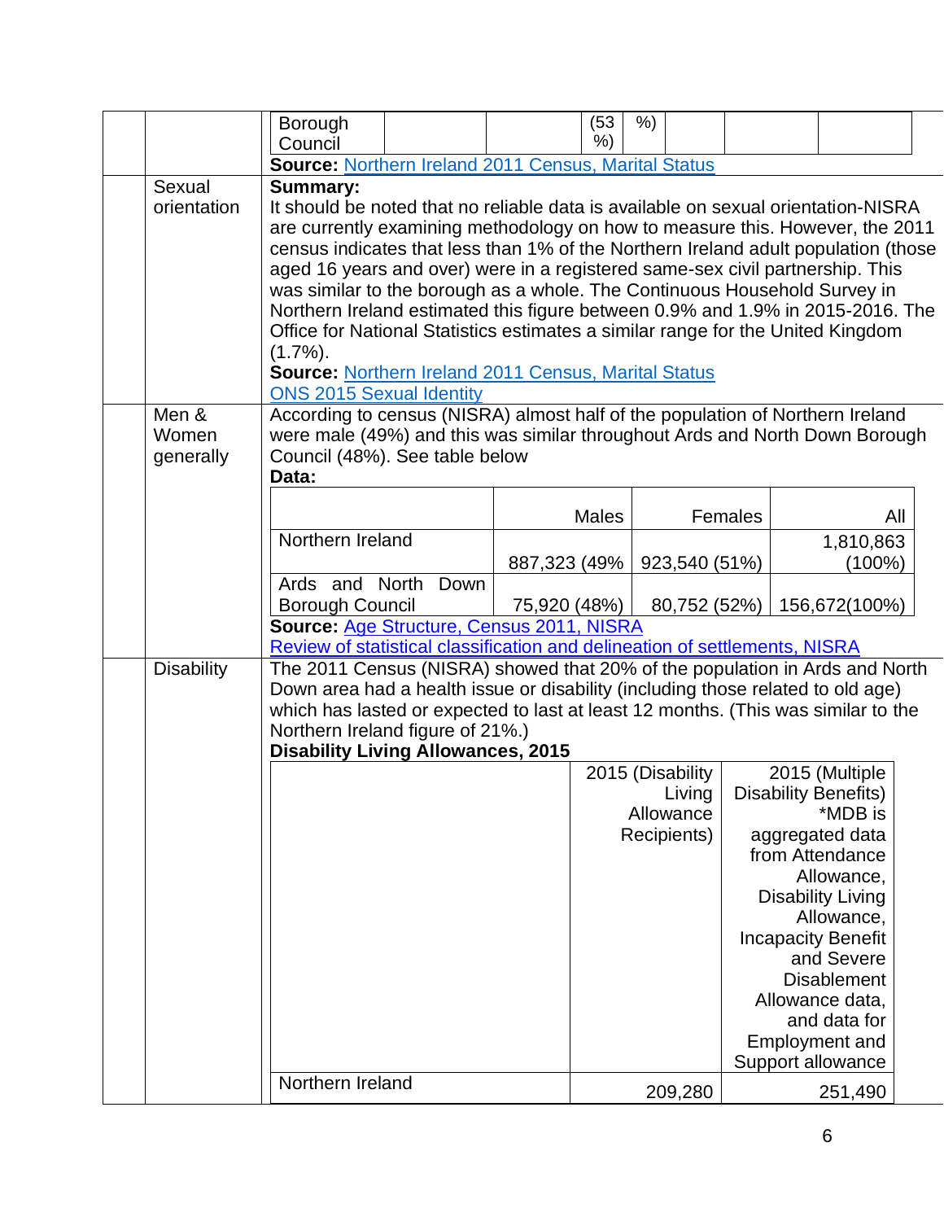| Borough Council | | | (53 %) | %) | | | |
|---|---|---|---|---|---|---|---|

**Source:** Northern Ireland 2011 Census, Marital Status

| | | |
|---|---|---|
| | Sexual orientation | **Summary:**<br>It should be noted that no reliable data is available on sexual orientation-NISRA are currently examining methodology on how to measure this. However, the 2011 census indicates that less than 1% of the Northern Ireland adult population (those aged 16 years and over) were in a registered same-sex civil partnership. This was similar to the borough as a whole. The Continuous Household Survey in Northern Ireland estimated this figure between 0.9% and 1.9% in 2015-2016. The Office for National Statistics estimates a similar range for the United Kingdom (1.7%).<br>**Source:** Northern Ireland 2011 Census, Marital Status<br>ONS 2015 Sexual Identity |
| | Men & Women generally | According to census (NISRA) almost half of the population of Northern Ireland were male (49%) and this was similar throughout Ards and North Down Borough Council (48%). See table below<br>**Data:** |

| | Males | Females | All |
|---|---|---|---|
| Northern Ireland | 887,323 (49% | 923,540 (51%) | 1,810,863 (100%) |
| Ards and North Down Borough Council | 75,920 (48%) | 80,752 (52%) | 156,672(100%) |

**Source:** Age Structure, Census 2011, NISRA
Review of statistical classification and delineation of settlements, NISRA

| | | |
|---|---|---|
| | Disability | The 2011 Census (NISRA) showed that 20% of the population in Ards and North Down area had a health issue or disability (including those related to old age) which has lasted or expected to last at least 12 months. (This was similar to the Northern Ireland figure of 21%.)<br>**Disability Living Allowances, 2015** |

| | 2015 (Disability Living Allowance Recipients) | 2015 (Multiple Disability Benefits) *MDB is aggregated data from Attendance Allowance, Disability Living Allowance, Incapacity Benefit and Severe Disablement Allowance data, and data for Employment and Support allowance |
|---|---|---|
| Northern Ireland | 209,280 | 251,490 |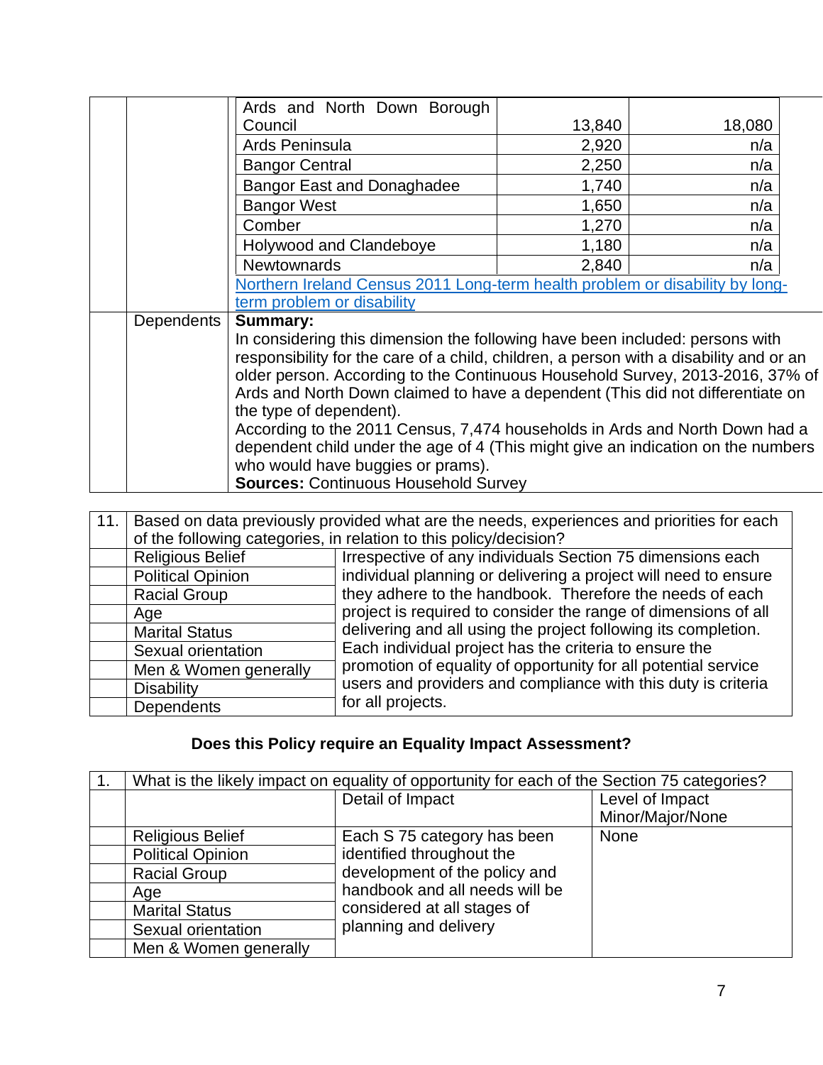| | | | | |
|---|---|---|---|---|
| | | Ards and North Down Borough Council | 13,840 | 18,080 |
| | | Ards Peninsula | 2,920 | n/a |
| | | Bangor Central | 2,250 | n/a |
| | | Bangor East and Donaghadee | 1,740 | n/a |
| | | Bangor West | 1,650 | n/a |
| | | Comber | 1,270 | n/a |
| | | Holywood and Clandeboye | 1,180 | n/a |
| | | Newtownards | 2,840 | n/a |
| | | [Northern Ireland Census 2011 Long-term health problem or disability by long-term problem or disability] | | |
| | Dependents | **Summary:** In considering this dimension the following have been included: persons with responsibility for the care of a child, children, a person with a disability and or an older person. According to the Continuous Household Survey, 2013-2016, 37% of Ards and North Down claimed to have a dependent (This did not differentiate on the type of dependent). According to the 2011 Census, 7,474 households in Ards and North Down had a dependent child under the age of 4 (This might give an indication on the numbers who would have buggies or prams). **Sources:** Continuous Household Survey | | |

| 11. | Based on data previously provided what are the needs, experiences and priorities for each of the following categories, in relation to this policy/decision? | |
|---|---|---|
| | Religious Belief | Irrespective of any individuals Section 75 dimensions each individual planning or delivering a project will need to ensure they adhere to the handbook. Therefore the needs of each project is required to consider the range of dimensions of all delivering and all using the project following its completion. Each individual project has the criteria to ensure the promotion of equality of opportunity for all potential service users and providers and compliance with this duty is criteria for all projects. |
| | Political Opinion | |
| | Racial Group | |
| | Age | |
| | Marital Status | |
| | Sexual orientation | |
| | Men & Women generally | |
| | Disability | |
| | Dependents | |

**Does this Policy require an Equality Impact Assessment?**

| 1. | What is the likely impact on equality of opportunity for each of the Section 75 categories? | | |
|---|---|---|---|
| | | Detail of Impact | Level of Impact Minor/Major/None |
| | Religious Belief | Each S 75 category has been identified throughout the development of the policy and handbook and all needs will be considered at all stages of planning and delivery | None |
| | Political Opinion | | |
| | Racial Group | | |
| | Age | | |
| | Marital Status | | |
| | Sexual orientation | | |
| | Men & Women generally | | |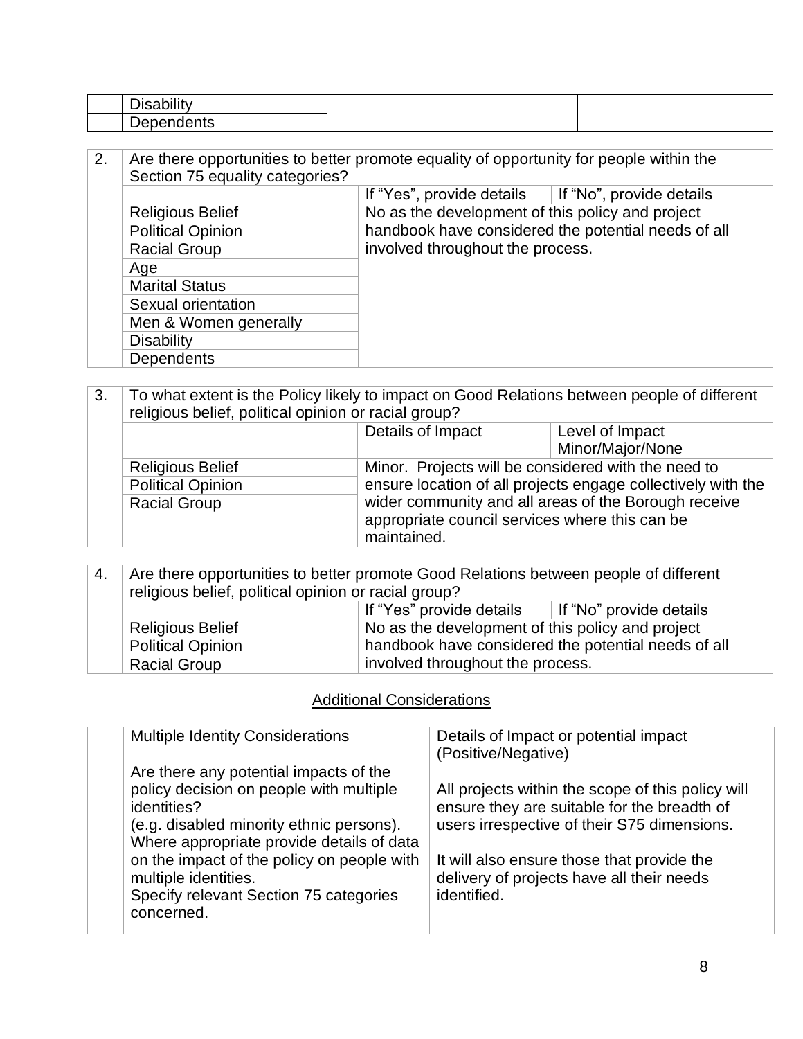| | | | |
|---|---|---|---|
| | Disability | | |
| | Dependents | | |

| 2. | Are there opportunities to better promote equality of opportunity for people within the Section 75 equality categories? | | |
|---|---|---|---|
| | | If "Yes", provide details | If "No", provide details |
| | Religious Belief | No as the development of this policy and project handbook have considered the potential needs of all involved throughout the process. | |
| | Political Opinion | | |
| | Racial Group | | |
| | Age | | |
| | Marital Status | | |
| | Sexual orientation | | |
| | Men & Women generally | | |
| | Disability | | |
| | Dependents | | |

| 3. | To what extent is the Policy likely to impact on Good Relations between people of different religious belief, political opinion or racial group? | | |
|---|---|---|---|
| | | Details of Impact | Level of Impact Minor/Major/None |
| | Religious Belief | Minor. Projects will be considered with the need to ensure location of all projects engage collectively with the wider community and all areas of the Borough receive appropriate council services where this can be maintained. | |
| | Political Opinion | | |
| | Racial Group | | |

| 4. | Are there opportunities to better promote Good Relations between people of different religious belief, political opinion or racial group? | | |
|---|---|---|---|
| | | If "Yes" provide details | If "No" provide details |
| | Religious Belief | No as the development of this policy and project handbook have considered the potential needs of all involved throughout the process. | |
| | Political Opinion | | |
| | Racial Group | | |

## Additional Considerations

| | Multiple Identity Considerations | Details of Impact or potential impact (Positive/Negative) |
|---|---|---|
| | Are there any potential impacts of the policy decision on people with multiple identities? (e.g. disabled minority ethnic persons). Where appropriate provide details of data on the impact of the policy on people with multiple identities. Specify relevant Section 75 categories concerned. | All projects within the scope of this policy will ensure they are suitable for the breadth of users irrespective of their S75 dimensions.<br><br>It will also ensure those that provide the delivery of projects have all their needs identified. |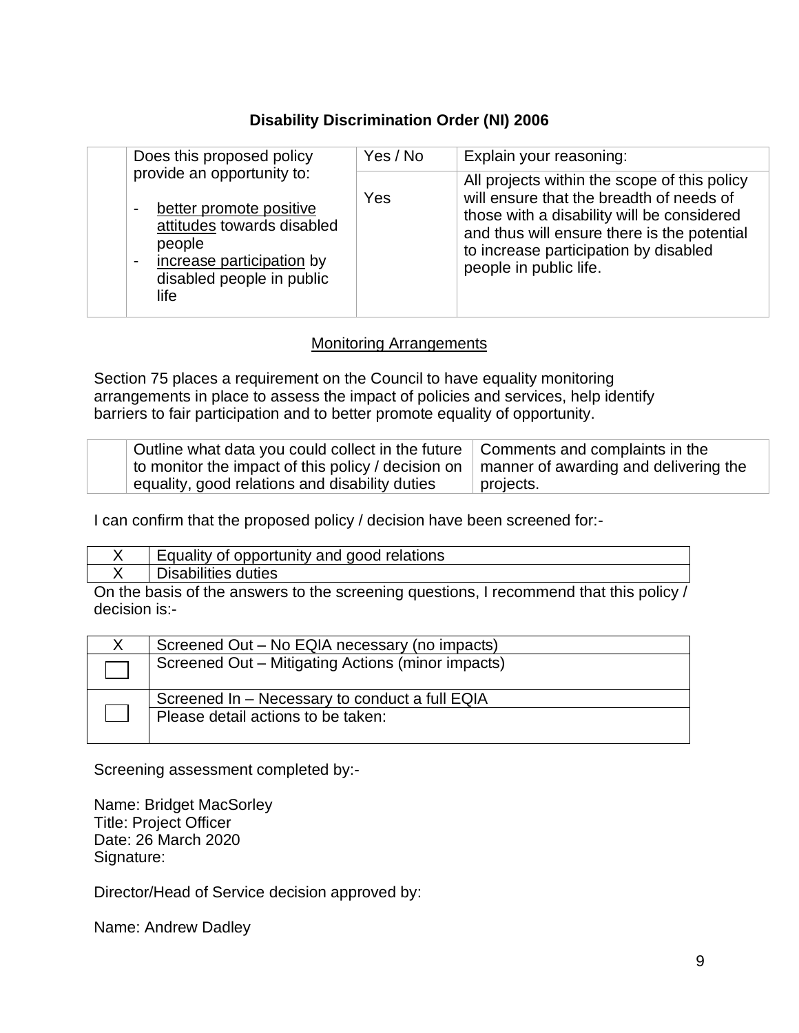**Disability Discrimination Order (NI) 2006**

| | Does this proposed policy provide an opportunity to: | Yes / No | Explain your reasoning: |
|---|---|---|---|
| | - <u>better promote positive attitudes</u> towards disabled people<br>- <u>increase participation</u> by disabled people in public life | Yes | All projects within the scope of this policy will ensure that the breadth of needs of those with a disability will be considered and thus will ensure there is the potential to increase participation by disabled people in public life. |

<u>Monitoring Arrangements</u>

Section 75 places a requirement on the Council to have equality monitoring arrangements in place to assess the impact of policies and services, help identify barriers to fair participation and to better promote equality of opportunity.

| | Outline what data you could collect in the future to monitor the impact of this policy / decision on equality, good relations and disability duties | Comments and complaints in the manner of awarding and delivering the projects. |
|---|---|---|

I can confirm that the proposed policy / decision have been screened for:-

| | |
|---|---|
| X | Equality of opportunity and good relations |
| X | Disabilities duties |

On the basis of the answers to the screening questions, I recommend that this policy / decision is:-

| | |
|---|---|
| X | Screened Out – No EQIA necessary (no impacts) |
| ☐ | Screened Out – Mitigating Actions (minor impacts) |
| ☐ | Screened In – Necessary to conduct a full EQIA<br>Please detail actions to be taken: |

Screening assessment completed by:-

Name: Bridget MacSorley
Title: Project Officer
Date: 26 March 2020
Signature:

Director/Head of Service decision approved by:

Name: Andrew Dadley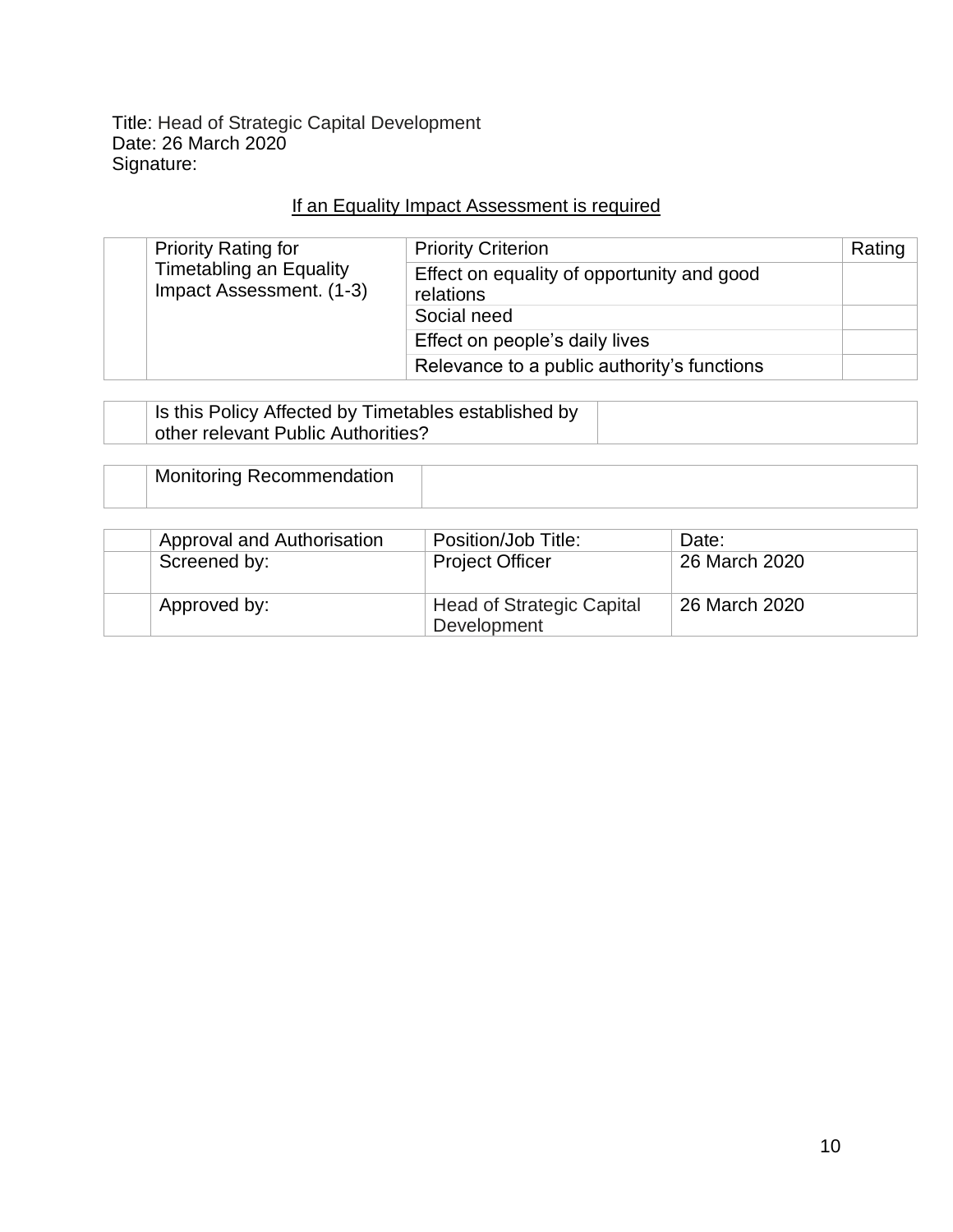Title: Head of Strategic Capital Development
Date: 26 March 2020
Signature:

<u>If an Equality Impact Assessment is required</u>

| | | | |
|---|---|---|---|
| | Priority Rating for Timetabling an Equality Impact Assessment. (1-3) | Priority Criterion | Rating |
| | | Effect on equality of opportunity and good relations | |
| | | Social need | |
| | | Effect on people's daily lives | |
| | | Relevance to a public authority's functions | |

| | | |
|---|---|---|
| | Is this Policy Affected by Timetables established by other relevant Public Authorities? | |

| | | |
|---|---|---|
| | Monitoring Recommendation | |

| | Approval and Authorisation | Position/Job Title: | Date: |
|---|---|---|---|
| | Screened by: | Project Officer | 26 March 2020 |
| | Approved by: | Head of Strategic Capital Development | 26 March 2020 |